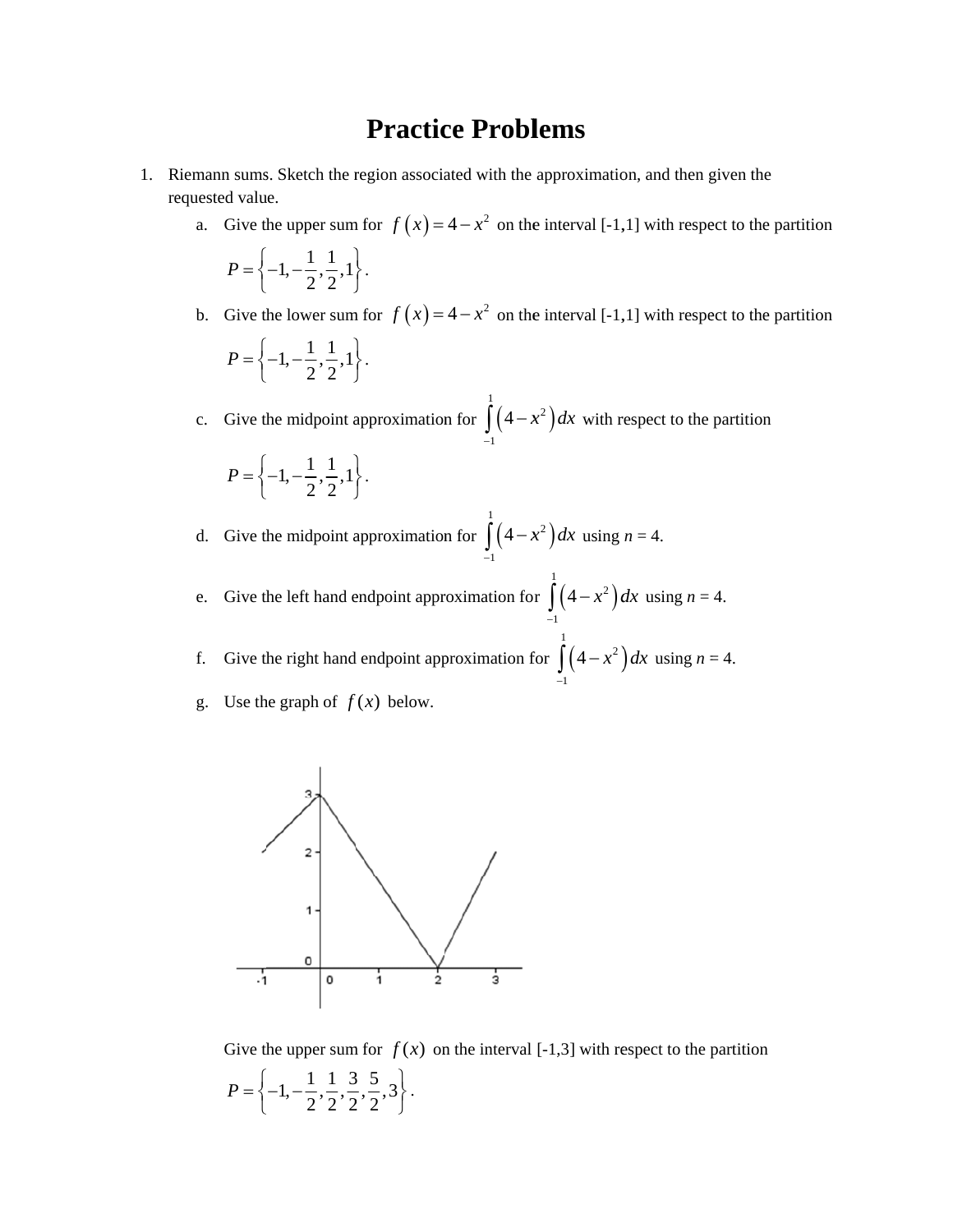# Practice Problems

1. Riemann sums. Sketch the region associated with the approximation, and then given the requested value.
   a. Give the upper sum for $f(x) = 4 - x^2$ on the interval [-1,1] with respect to the partition $P = \left\{-1, -\frac{1}{2}, \frac{1}{2}, 1\right\}$.
   b. Give the lower sum for $f(x) = 4 - x^2$ on the interval [-1,1] with respect to the partition $P = \left\{-1, -\frac{1}{2}, \frac{1}{2}, 1\right\}$.
   c. Give the midpoint approximation for $\int_{-1}^{1} \left(4 - x^2\right) dx$ with respect to the partition $P = \left\{-1, -\frac{1}{2}, \frac{1}{2}, 1\right\}$.
   d. Give the midpoint approximation for $\int_{-1}^{1} \left(4 - x^2\right) dx$ using $n = 4$.
   e. Give the left hand endpoint approximation for $\int_{-1}^{1} \left(4 - x^2\right) dx$ using $n = 4$.
   f. Give the right hand endpoint approximation for $\int_{-1}^{1} \left(4 - x^2\right) dx$ using $n = 4$.
   g. Use the graph of $f(x)$ below.

   Give the upper sum for $f(x)$ on the interval [-1,3] with respect to the partition $P = \left\{-1, -\frac{1}{2}, \frac{1}{2}, \frac{3}{2}, \frac{5}{2}, 3\right\}$.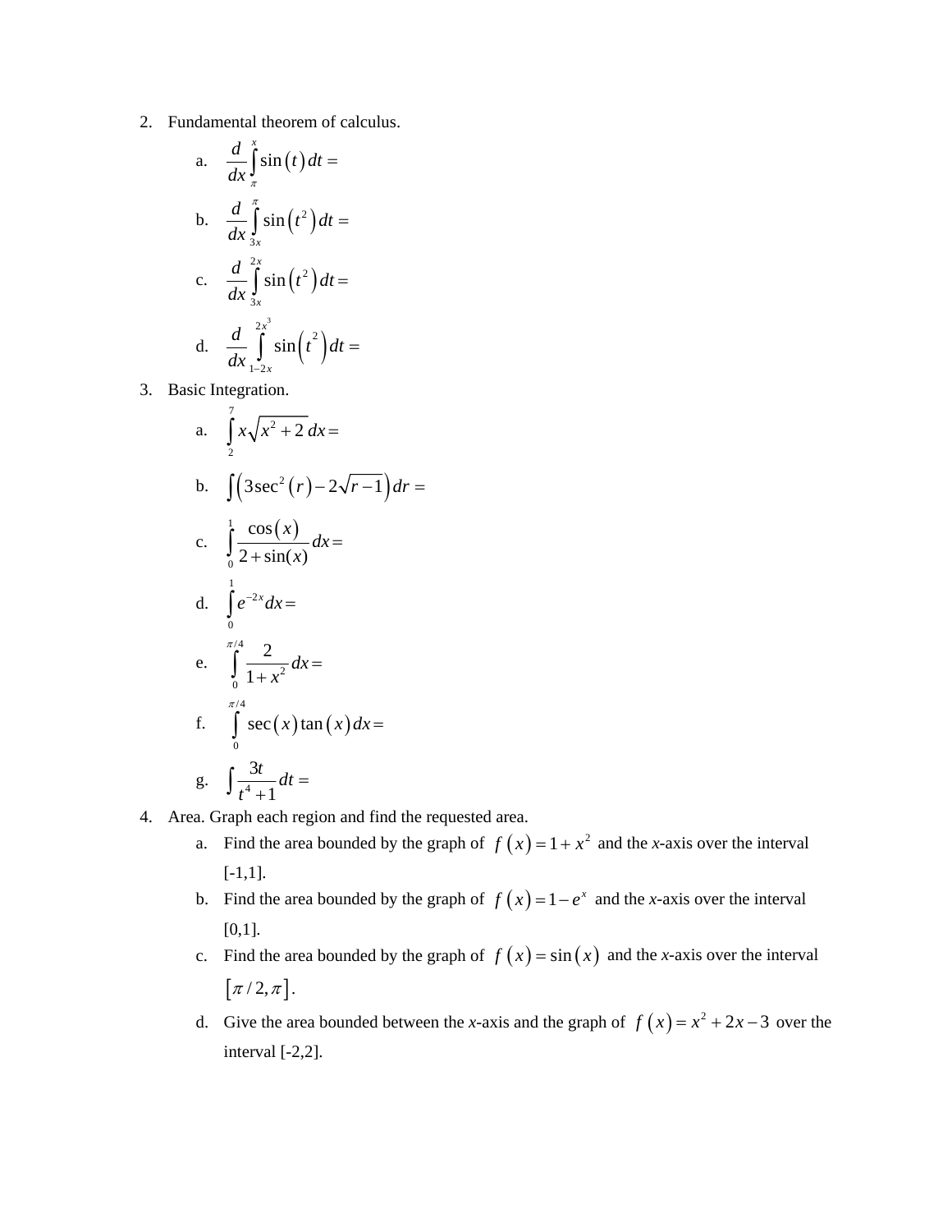2. Fundamental theorem of calculus.
   a. $\dfrac{d}{dx}\displaystyle\int_{\pi}^{x} \sin(t)\,dt =$
   b. $\dfrac{d}{dx}\displaystyle\int_{3x}^{\pi} \sin(t^2)\,dt =$
   c. $\dfrac{d}{dx}\displaystyle\int_{3x}^{2x} \sin(t^2)\,dt =$
   d. $\dfrac{d}{dx}\displaystyle\int_{1-2x}^{2x^3} \sin(t^2)\,dt =$

3. Basic Integration.
   a. $\displaystyle\int_{2}^{7} x\sqrt{x^2+2}\,dx =$
   b. $\displaystyle\int \left(3\sec^2(r) - 2\sqrt{r-1}\right)dr =$
   c. $\displaystyle\int_{0}^{1} \frac{\cos(x)}{2+\sin(x)}\,dx =$
   d. $\displaystyle\int_{0}^{1} e^{-2x}\,dx =$
   e. $\displaystyle\int_{0}^{\pi/4} \frac{2}{1+x^2}\,dx =$
   f. $\displaystyle\int_{0}^{\pi/4} \sec(x)\tan(x)\,dx =$
   g. $\displaystyle\int \frac{3t}{t^4+1}\,dt =$

4. Area. Graph each region and find the requested area.
   a. Find the area bounded by the graph of $f(x) = 1 + x^2$ and the *x*-axis over the interval [-1,1].
   b. Find the area bounded by the graph of $f(x) = 1 - e^x$ and the *x*-axis over the interval [0,1].
   c. Find the area bounded by the graph of $f(x) = \sin(x)$ and the *x*-axis over the interval $[\pi/2, \pi]$.
   d. Give the area bounded between the *x*-axis and the graph of $f(x) = x^2 + 2x - 3$ over the interval [-2,2].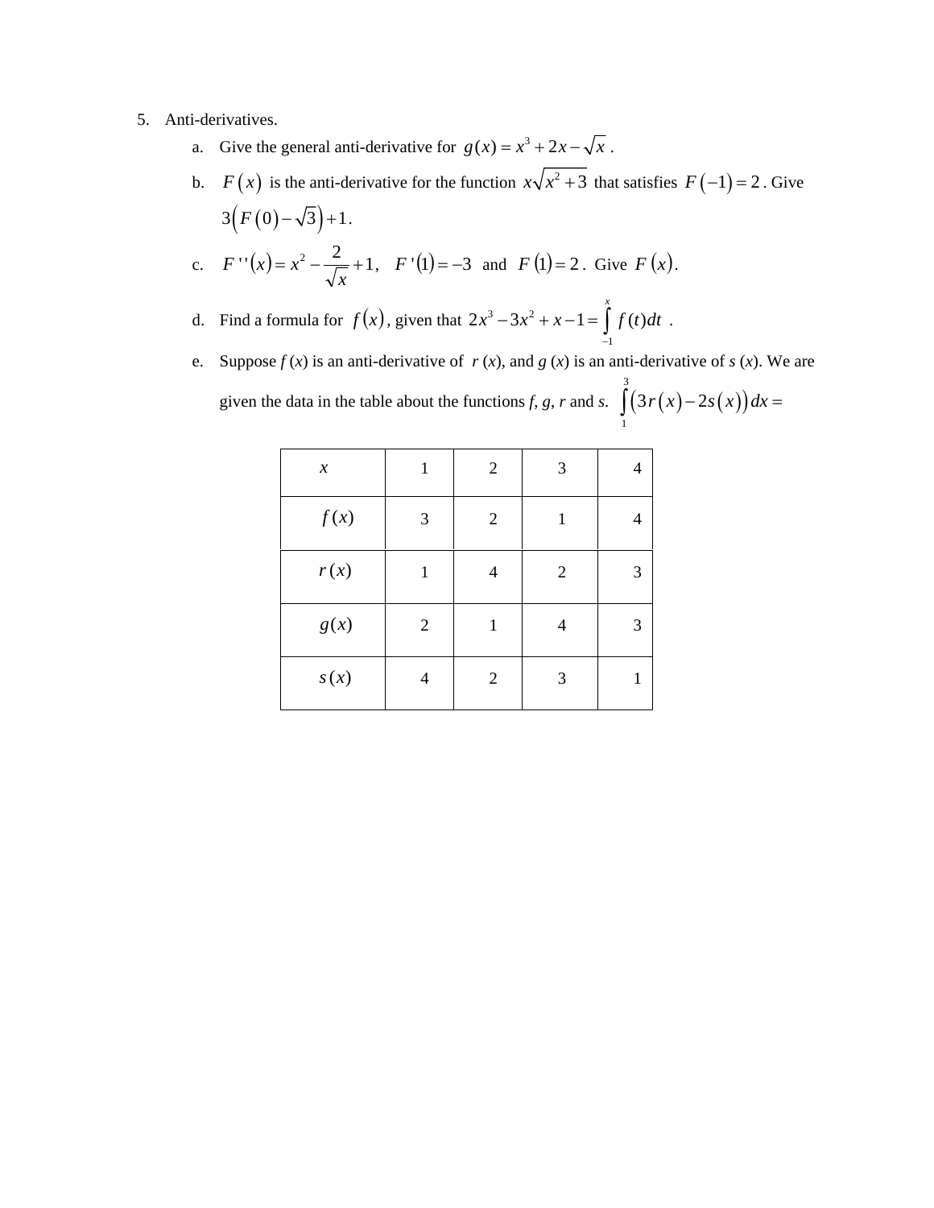5. Anti-derivatives.

   a. Give the general anti-derivative for $g(x) = x^3 + 2x - \sqrt{x}$ .

   b. $F(x)$ is the anti-derivative for the function $x\sqrt{x^2+3}$ that satisfies $F(-1) = 2$ . Give $3\left(F(0) - \sqrt{3}\right) + 1$ .

   c. $F''(x) = x^2 - \dfrac{2}{\sqrt{x}} + 1$, $F'(1) = -3$ and $F(1) = 2$ . Give $F(x)$ .

   d. Find a formula for $f(x)$ , given that $2x^3 - 3x^2 + x - 1 = \int_{-1}^{x} f(t)dt$ .

   e. Suppose *f* (*x*) is an anti-derivative of *r* (*x*), and *g* (*x*) is an anti-derivative of *s* (*x*). We are given the data in the table about the functions *f*, *g*, *r* and *s*. $\int_{1}^{3} \left(3r(x) - 2s(x)\right)dx =$

| $x$ | 1 | 2 | 3 | 4 |
|---|---|---|---|---|
| $f(x)$ | 3 | 2 | 1 | 4 |
| $r(x)$ | 1 | 4 | 2 | 3 |
| $g(x)$ | 2 | 1 | 4 | 3 |
| $s(x)$ | 4 | 2 | 3 | 1 |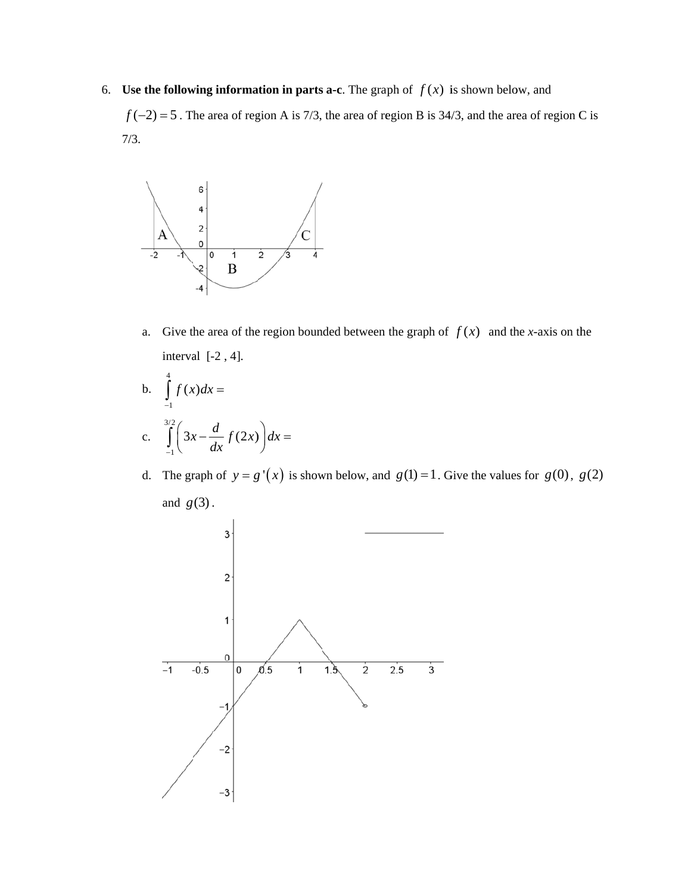6. **Use the following information in parts a-c**. The graph of $f(x)$ is shown below, and $f(-2) = 5$. The area of region A is 7/3, the area of region B is 34/3, and the area of region C is 7/3.

6
4
2
0
-2
-4
-2
-1
0
1
2
3
4
A
B
C

a. Give the area of the region bounded between the graph of $f(x)$ and the *x*-axis on the interval [-2 , 4].

b. $\int_{-1}^{4} f(x)dx =$

c. $\int_{-1}^{3/2} \left( 3x - \frac{d}{dx} f(2x) \right) dx =$

d. The graph of $y = g'(x)$ is shown below, and $g(1) = 1$. Give the values for $g(0)$, $g(2)$ and $g(3)$.

3
2
1
0
-1
-2
-3
-1
-0.5
0
0.5
1
1.5
2
2.5
3